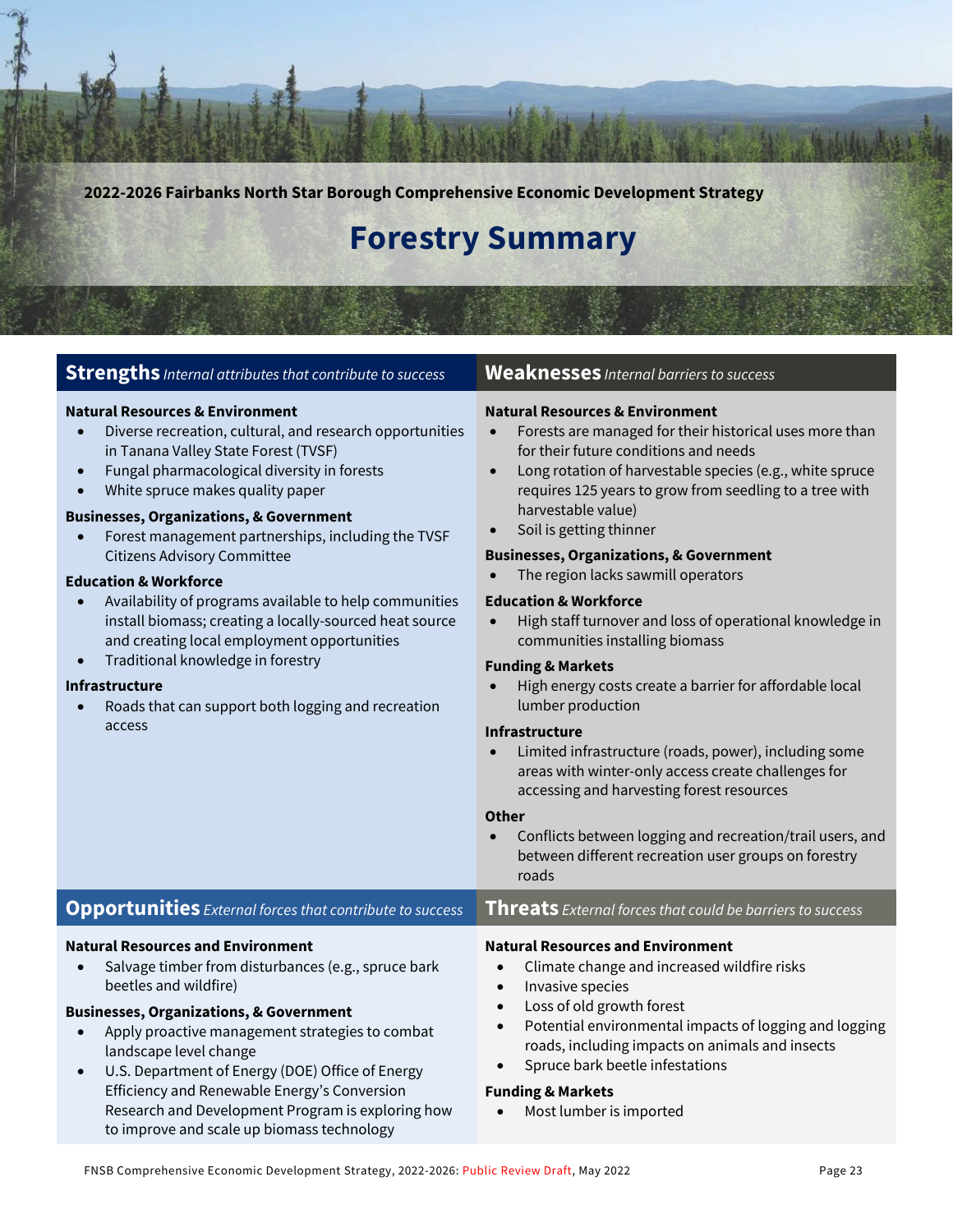2022-2026 Fairbanks North Star Borough Comprehensive Economic Development Strategy

# Forestry Summary

## Strengths *Internal attributes that contribute to success*

**Natural Resources & Environment**

- Diverse recreation, cultural, and research opportunities in Tanana Valley State Forest (TVSF)
- Fungal pharmacological diversity in forests
- White spruce makes quality paper

**Businesses, Organizations, & Government**

- Forest management partnerships, including the TVSF Citizens Advisory Committee

**Education & Workforce**

- Availability of programs available to help communities install biomass; creating a locally-sourced heat source and creating local employment opportunities
- Traditional knowledge in forestry

**Infrastructure**

- Roads that can support both logging and recreation access

## Weaknesses *Internal barriers to success*

**Natural Resources & Environment**

- Forests are managed for their historical uses more than for their future conditions and needs
- Long rotation of harvestable species (e.g., white spruce requires 125 years to grow from seedling to a tree with harvestable value)
- Soil is getting thinner

**Businesses, Organizations, & Government**

- The region lacks sawmill operators

**Education & Workforce**

- High staff turnover and loss of operational knowledge in communities installing biomass

**Funding & Markets**

- High energy costs create a barrier for affordable local lumber production

**Infrastructure**

- Limited infrastructure (roads, power), including some areas with winter-only access create challenges for accessing and harvesting forest resources

**Other**

- Conflicts between logging and recreation/trail users, and between different recreation user groups on forestry roads

## Opportunities *External forces that contribute to success*

**Natural Resources and Environment**

- Salvage timber from disturbances (e.g., spruce bark beetles and wildfire)

**Businesses, Organizations, & Government**

- Apply proactive management strategies to combat landscape level change
- U.S. Department of Energy (DOE) Office of Energy Efficiency and Renewable Energy's Conversion Research and Development Program is exploring how to improve and scale up biomass technology

## Threats *External forces that could be barriers to success*

**Natural Resources and Environment**

- Climate change and increased wildfire risks
- Invasive species
- Loss of old growth forest
- Potential environmental impacts of logging and logging roads, including impacts on animals and insects
- Spruce bark beetle infestations

**Funding & Markets**

- Most lumber is imported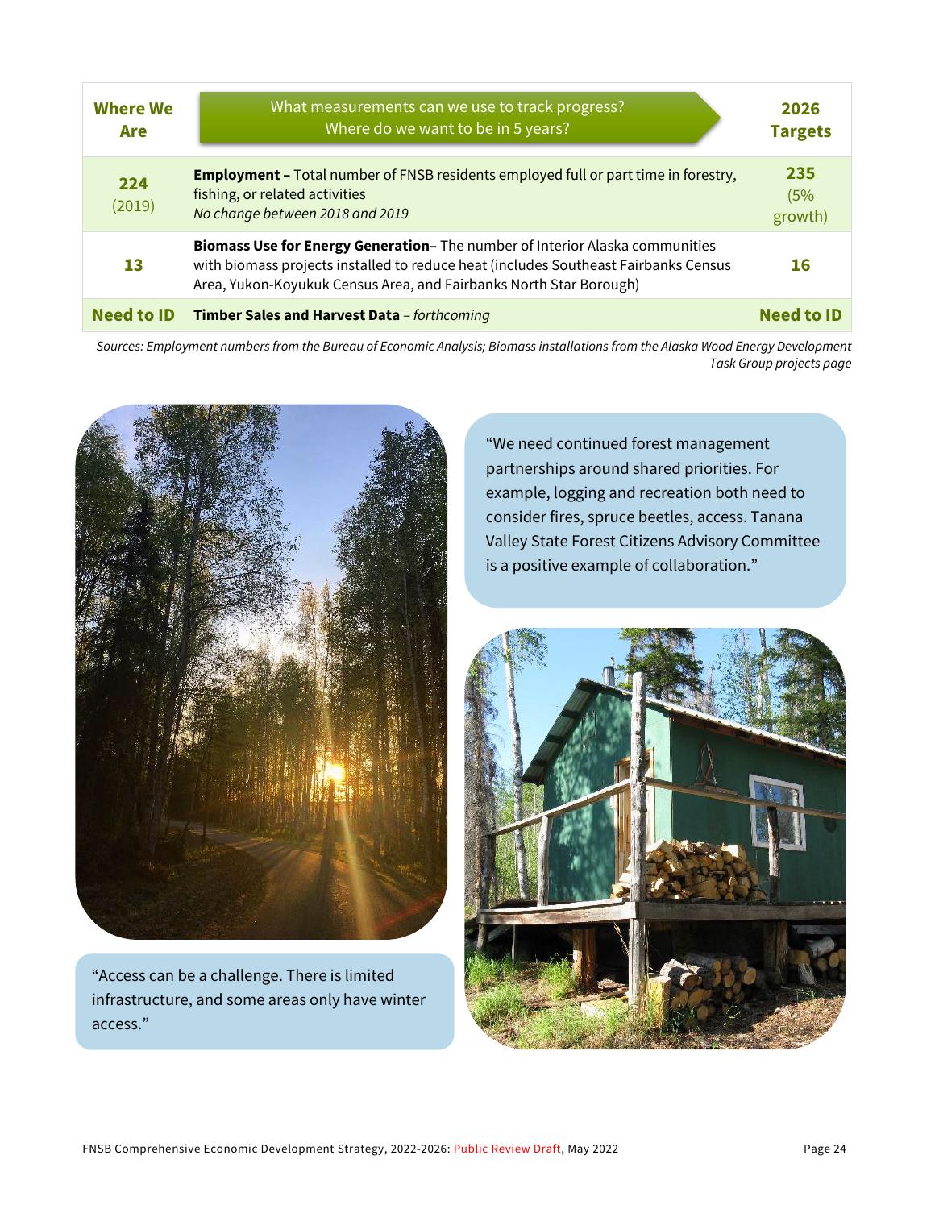| Where We Are | What measurements can we use to track progress? Where do we want to be in 5 years? | 2026 Targets |
|---|---|---|
| **224** (2019) | **Employment –** Total number of FNSB residents employed full or part time in forestry, fishing, or related activities *No change between 2018 and 2019* | **235** (5% growth) |
| **13** | **Biomass Use for Energy Generation–** The number of Interior Alaska communities with biomass projects installed to reduce heat (includes Southeast Fairbanks Census Area, Yukon-Koyukuk Census Area, and Fairbanks North Star Borough) | **16** |
| **Need to ID** | **Timber Sales and Harvest Data** – *forthcoming* | **Need to ID** |

*Sources: Employment numbers from the Bureau of Economic Analysis; Biomass installations from the Alaska Wood Energy Development Task Group projects page*

"We need continued forest management partnerships around shared priorities. For example, logging and recreation both need to consider fires, spruce beetles, access. Tanana Valley State Forest Citizens Advisory Committee is a positive example of collaboration."

"Access can be a challenge. There is limited infrastructure, and some areas only have winter access."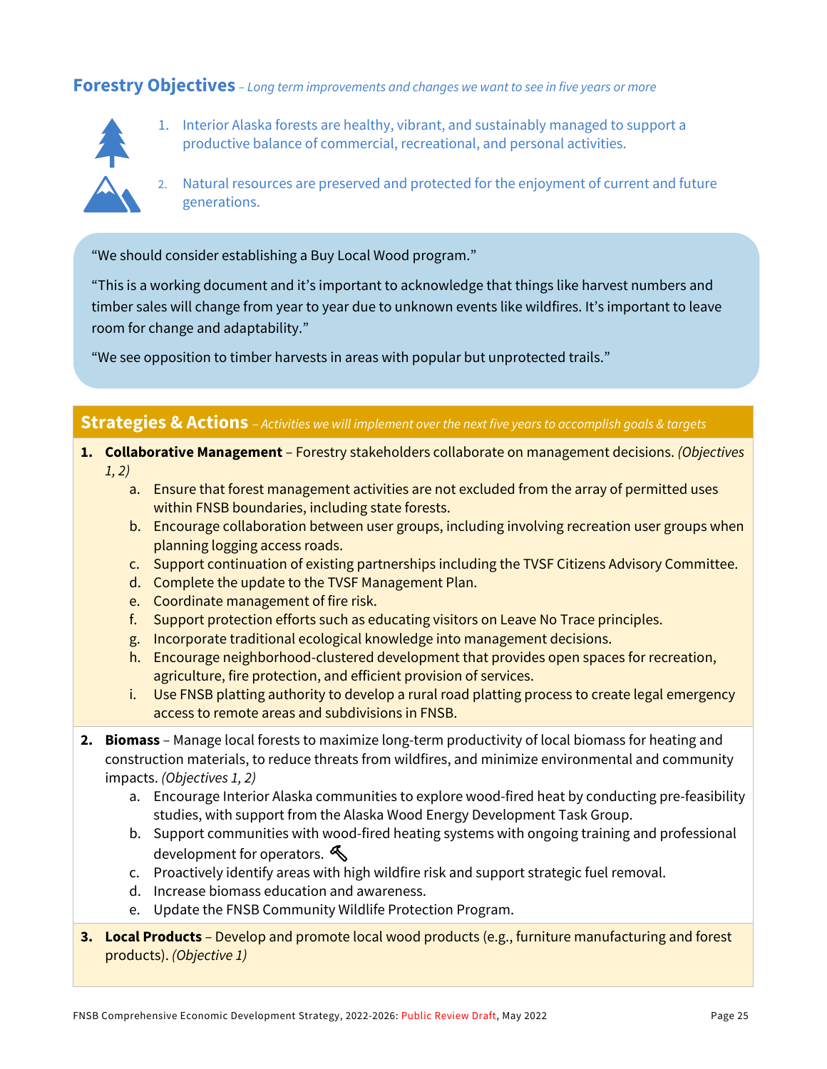## Forestry Objectives *– Long term improvements and changes we want to see in five years or more*

1. Interior Alaska forests are healthy, vibrant, and sustainably managed to support a productive balance of commercial, recreational, and personal activities.
2. Natural resources are preserved and protected for the enjoyment of current and future generations.

> "We should consider establishing a Buy Local Wood program."
>
> "This is a working document and it's important to acknowledge that things like harvest numbers and timber sales will change from year to year due to unknown events like wildfires. It's important to leave room for change and adaptability."
>
> "We see opposition to timber harvests in areas with popular but unprotected trails."

## Strategies & Actions *– Activities we will implement over the next five years to accomplish goals & targets*

1. **Collaborative Management** – Forestry stakeholders collaborate on management decisions. *(Objectives 1, 2)*
   a. Ensure that forest management activities are not excluded from the array of permitted uses within FNSB boundaries, including state forests.
   b. Encourage collaboration between user groups, including involving recreation user groups when planning logging access roads.
   c. Support continuation of existing partnerships including the TVSF Citizens Advisory Committee.
   d. Complete the update to the TVSF Management Plan.
   e. Coordinate management of fire risk.
   f. Support protection efforts such as educating visitors on Leave No Trace principles.
   g. Incorporate traditional ecological knowledge into management decisions.
   h. Encourage neighborhood-clustered development that provides open spaces for recreation, agriculture, fire protection, and efficient provision of services.
   i. Use FNSB platting authority to develop a rural road platting process to create legal emergency access to remote areas and subdivisions in FNSB.

2. **Biomass** – Manage local forests to maximize long-term productivity of local biomass for heating and construction materials, to reduce threats from wildfires, and minimize environmental and community impacts. *(Objectives 1, 2)*
   a. Encourage Interior Alaska communities to explore wood-fired heat by conducting pre-feasibility studies, with support from the Alaska Wood Energy Development Task Group.
   b. Support communities with wood-fired heating systems with ongoing training and professional development for operators.
   c. Proactively identify areas with high wildfire risk and support strategic fuel removal.
   d. Increase biomass education and awareness.
   e. Update the FNSB Community Wildlife Protection Program.

3. **Local Products** – Develop and promote local wood products (e.g., furniture manufacturing and forest products). *(Objective 1)*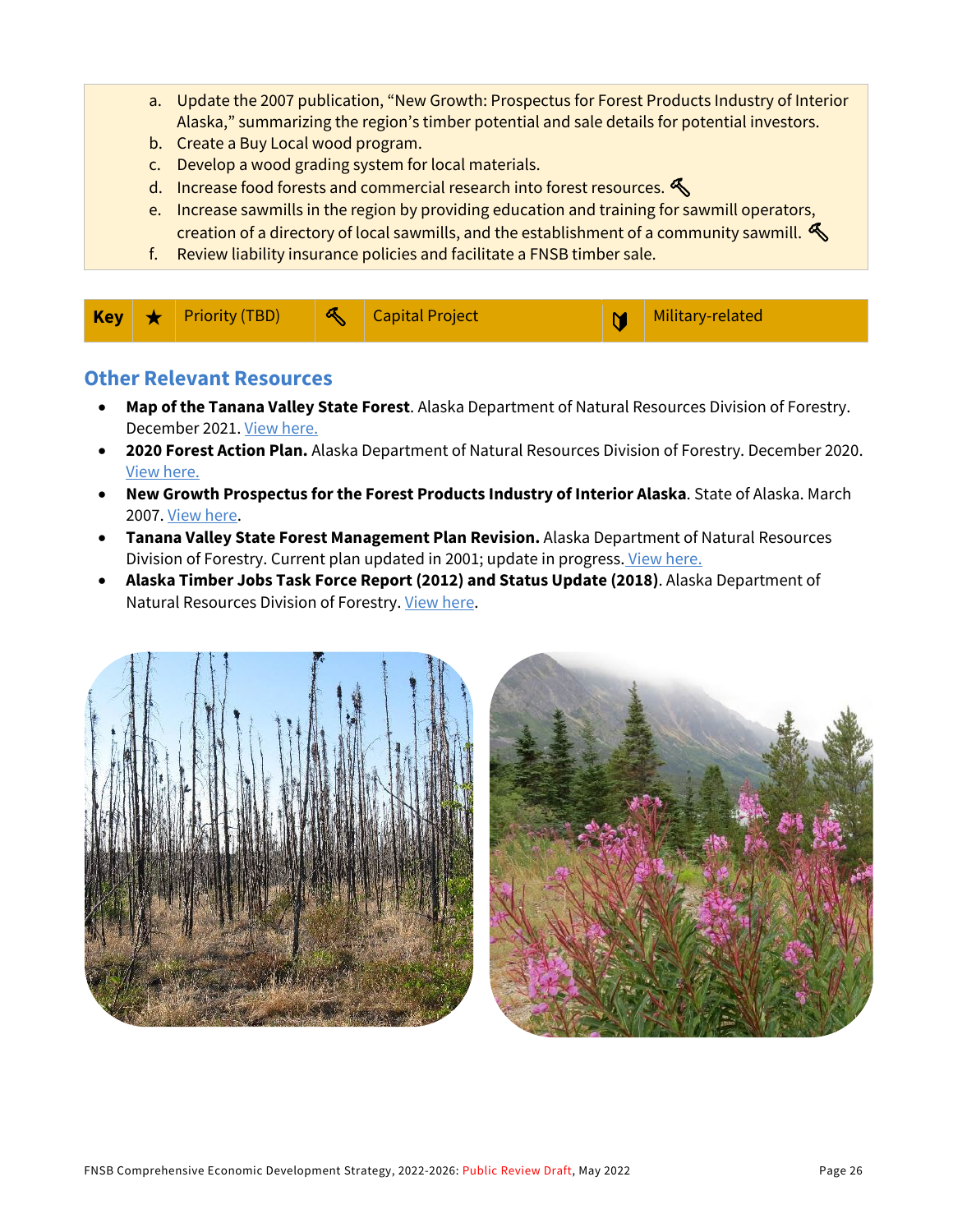a. Update the 2007 publication, "New Growth: Prospectus for Forest Products Industry of Interior Alaska," summarizing the region's timber potential and sale details for potential investors.
b. Create a Buy Local wood program.
c. Develop a wood grading system for local materials.
d. Increase food forests and commercial research into forest resources. 🔨
e. Increase sawmills in the region by providing education and training for sawmill operators, creation of a directory of local sawmills, and the establishment of a community sawmill. 🔨
f. Review liability insurance policies and facilitate a FNSB timber sale.

| Key | ★ | Priority (TBD) | 🔨 | Capital Project | | Military-related |
|---|---|---|---|---|---|---|

## Other Relevant Resources

- **Map of the Tanana Valley State Forest**. Alaska Department of Natural Resources Division of Forestry. December 2021. View here.
- **2020 Forest Action Plan.** Alaska Department of Natural Resources Division of Forestry. December 2020. View here.
- **New Growth Prospectus for the Forest Products Industry of Interior Alaska**. State of Alaska. March 2007. View here.
- **Tanana Valley State Forest Management Plan Revision.** Alaska Department of Natural Resources Division of Forestry. Current plan updated in 2001; update in progress. View here.
- **Alaska Timber Jobs Task Force Report (2012) and Status Update (2018)**. Alaska Department of Natural Resources Division of Forestry. View here.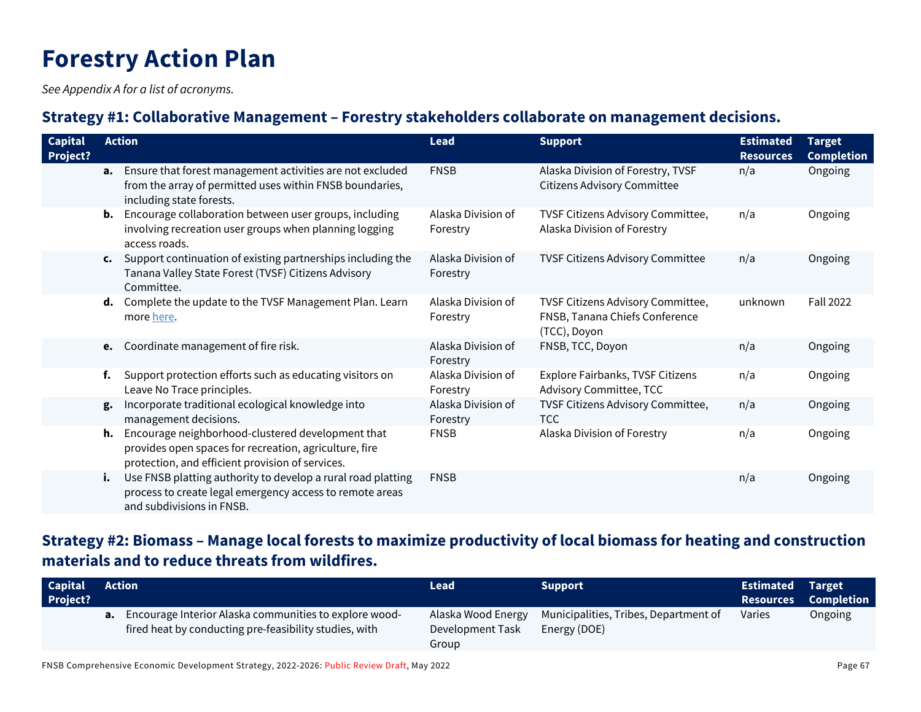# Forestry Action Plan

*See Appendix A for a list of acronyms.*

## Strategy #1: Collaborative Management – Forestry stakeholders collaborate on management decisions.

| Capital Project? | Action | Lead | Support | Estimated Resources | Target Completion |
|---|---|---|---|---|---|
| | **a.** Ensure that forest management activities are not excluded from the array of permitted uses within FNSB boundaries, including state forests. | FNSB | Alaska Division of Forestry, TVSF Citizens Advisory Committee | n/a | Ongoing |
| | **b.** Encourage collaboration between user groups, including involving recreation user groups when planning logging access roads. | Alaska Division of Forestry | TVSF Citizens Advisory Committee, Alaska Division of Forestry | n/a | Ongoing |
| | **c.** Support continuation of existing partnerships including the Tanana Valley State Forest (TVSF) Citizens Advisory Committee. | Alaska Division of Forestry | TVSF Citizens Advisory Committee | n/a | Ongoing |
| | **d.** Complete the update to the TVSF Management Plan. Learn more [here](). | Alaska Division of Forestry | TVSF Citizens Advisory Committee, FNSB, Tanana Chiefs Conference (TCC), Doyon | unknown | Fall 2022 |
| | **e.** Coordinate management of fire risk. | Alaska Division of Forestry | FNSB, TCC, Doyon | n/a | Ongoing |
| | **f.** Support protection efforts such as educating visitors on Leave No Trace principles. | Alaska Division of Forestry | Explore Fairbanks, TVSF Citizens Advisory Committee, TCC | n/a | Ongoing |
| | **g.** Incorporate traditional ecological knowledge into management decisions. | Alaska Division of Forestry | TVSF Citizens Advisory Committee, TCC | n/a | Ongoing |
| | **h.** Encourage neighborhood-clustered development that provides open spaces for recreation, agriculture, fire protection, and efficient provision of services. | FNSB | Alaska Division of Forestry | n/a | Ongoing |
| | **i.** Use FNSB platting authority to develop a rural road platting process to create legal emergency access to remote areas and subdivisions in FNSB. | FNSB | | n/a | Ongoing |

## Strategy #2: Biomass – Manage local forests to maximize productivity of local biomass for heating and construction materials and to reduce threats from wildfires.

| Capital Project? | Action | Lead | Support | Estimated Resources | Target Completion |
|---|---|---|---|---|---|
| | **a.** Encourage Interior Alaska communities to explore wood-fired heat by conducting pre-feasibility studies, with | Alaska Wood Energy Development Task Group | Municipalities, Tribes, Department of Energy (DOE) | Varies | Ongoing |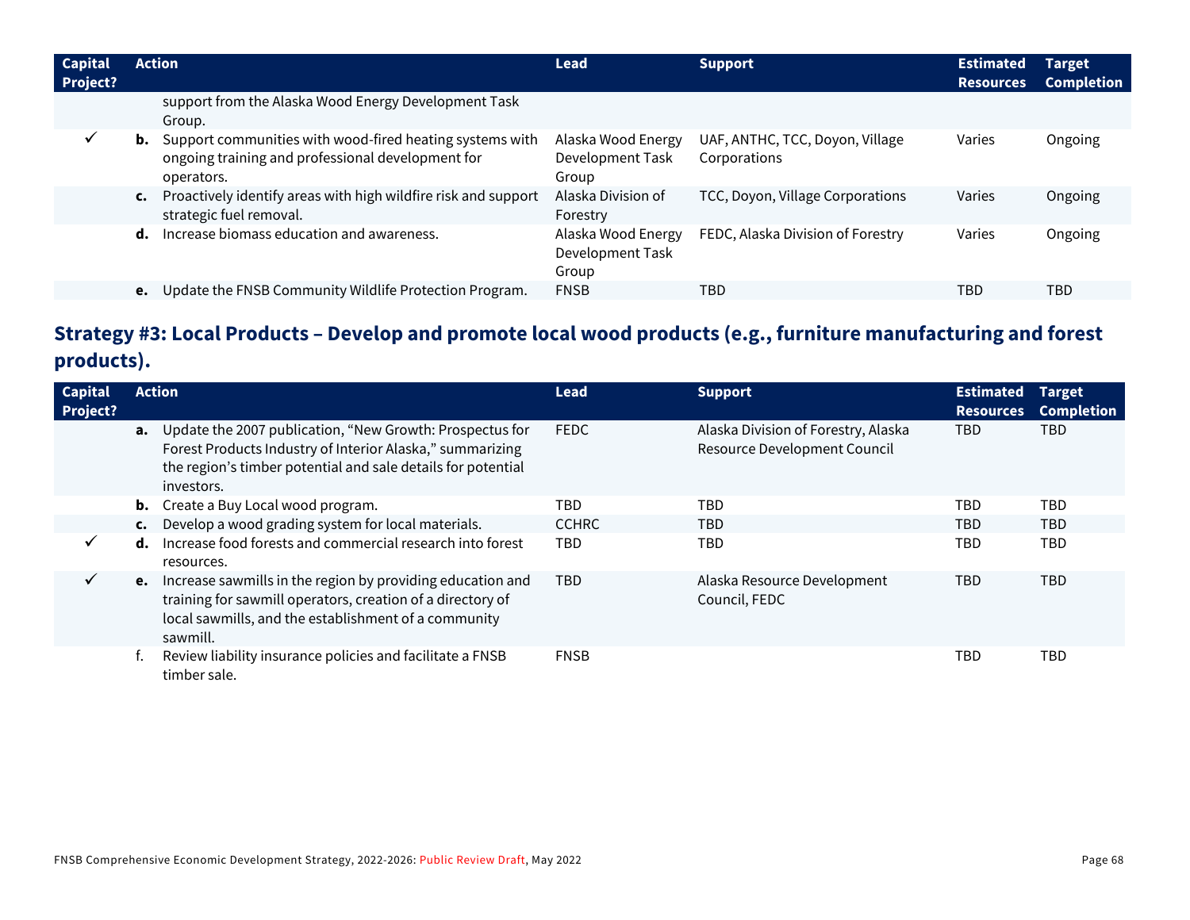| Capital Project? | Action | Lead | Support | Estimated Resources | Target Completion |
|---|---|---|---|---|---|
| | support from the Alaska Wood Energy Development Task Group. | | | | |
| ✓ | **b.** Support communities with wood-fired heating systems with ongoing training and professional development for operators. | Alaska Wood Energy Development Task Group | UAF, ANTHC, TCC, Doyon, Village Corporations | Varies | Ongoing |
| | **c.** Proactively identify areas with high wildfire risk and support strategic fuel removal. | Alaska Division of Forestry | TCC, Doyon, Village Corporations | Varies | Ongoing |
| | **d.** Increase biomass education and awareness. | Alaska Wood Energy Development Task Group | FEDC, Alaska Division of Forestry | Varies | Ongoing |
| | **e.** Update the FNSB Community Wildlife Protection Program. | FNSB | TBD | TBD | TBD |

## Strategy #3: Local Products – Develop and promote local wood products (e.g., furniture manufacturing and forest products).

| Capital Project? | Action | Lead | Support | Estimated Resources | Target Completion |
|---|---|---|---|---|---|
| | **a.** Update the 2007 publication, "New Growth: Prospectus for Forest Products Industry of Interior Alaska," summarizing the region's timber potential and sale details for potential investors. | FEDC | Alaska Division of Forestry, Alaska Resource Development Council | TBD | TBD |
| | **b.** Create a Buy Local wood program. | TBD | TBD | TBD | TBD |
| | **c.** Develop a wood grading system for local materials. | CCHRC | TBD | TBD | TBD |
| ✓ | **d.** Increase food forests and commercial research into forest resources. | TBD | TBD | TBD | TBD |
| ✓ | **e.** Increase sawmills in the region by providing education and training for sawmill operators, creation of a directory of local sawmills, and the establishment of a community sawmill. | TBD | Alaska Resource Development Council, FEDC | TBD | TBD |
| | f. Review liability insurance policies and facilitate a FNSB timber sale. | FNSB | | TBD | TBD |